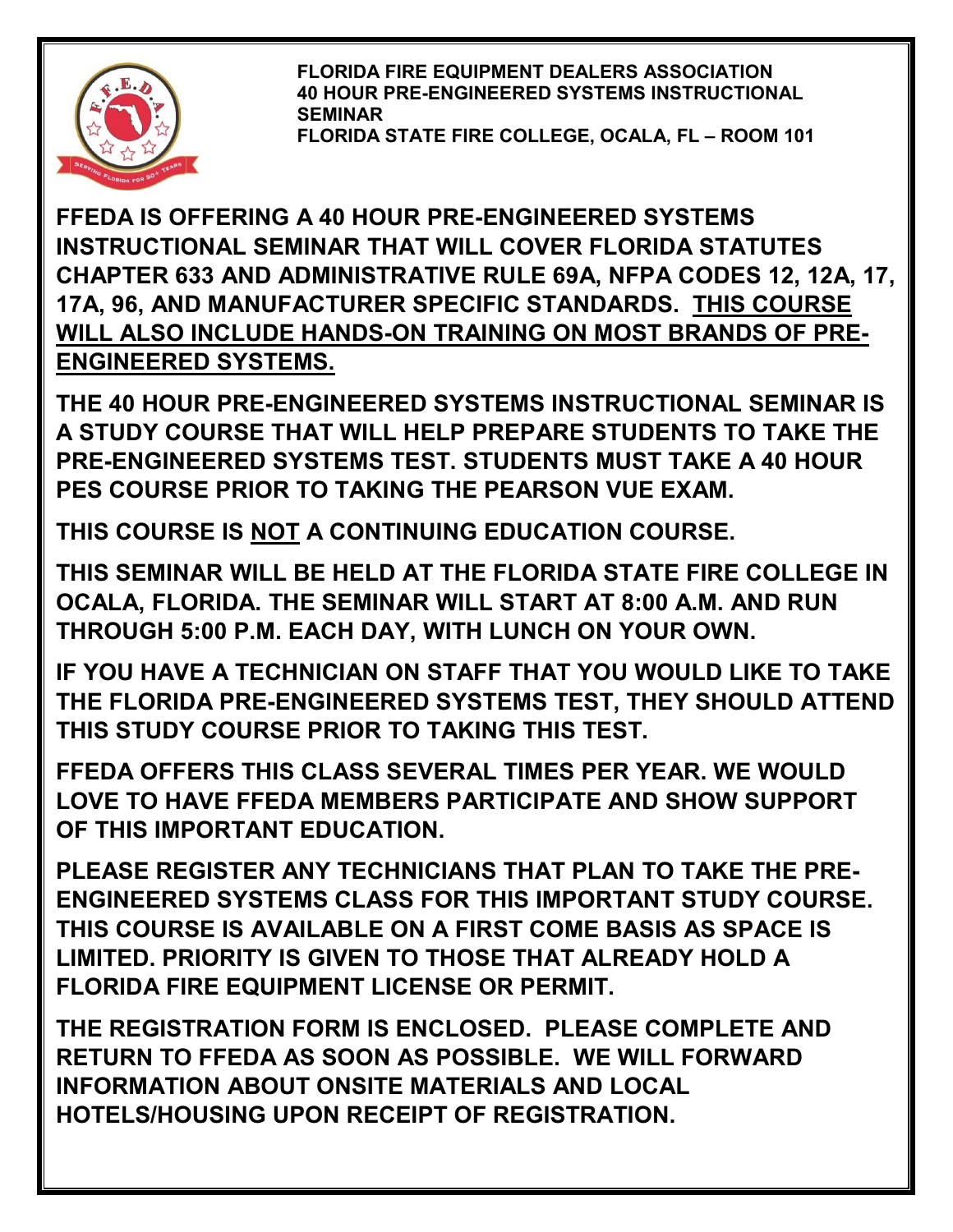**FLORIDA FIRE EQUIPMENT DEALERS ASSOCIATION**
**40 HOUR PRE-ENGINEERED SYSTEMS INSTRUCTIONAL SEMINAR**
**FLORIDA STATE FIRE COLLEGE, OCALA, FL – ROOM 101**

**FFEDA IS OFFERING A 40 HOUR PRE-ENGINEERED SYSTEMS INSTRUCTIONAL SEMINAR THAT WILL COVER FLORIDA STATUTES CHAPTER 633 AND ADMINISTRATIVE RULE 69A, NFPA CODES 12, 12A, 17, 17A, 96, AND MANUFACTURER SPECIFIC STANDARDS. <u>THIS COURSE WILL ALSO INCLUDE HANDS-ON TRAINING ON MOST BRANDS OF PRE-ENGINEERED SYSTEMS.</u>**

**THE 40 HOUR PRE-ENGINEERED SYSTEMS INSTRUCTIONAL SEMINAR IS A STUDY COURSE THAT WILL HELP PREPARE STUDENTS TO TAKE THE PRE-ENGINEERED SYSTEMS TEST. STUDENTS MUST TAKE A 40 HOUR PES COURSE PRIOR TO TAKING THE PEARSON VUE EXAM.**

**THIS COURSE IS <u>NOT</u> A CONTINUING EDUCATION COURSE.**

**THIS SEMINAR WILL BE HELD AT THE FLORIDA STATE FIRE COLLEGE IN OCALA, FLORIDA. THE SEMINAR WILL START AT 8:00 A.M. AND RUN THROUGH 5:00 P.M. EACH DAY, WITH LUNCH ON YOUR OWN.**

**IF YOU HAVE A TECHNICIAN ON STAFF THAT YOU WOULD LIKE TO TAKE THE FLORIDA PRE-ENGINEERED SYSTEMS TEST, THEY SHOULD ATTEND THIS STUDY COURSE PRIOR TO TAKING THIS TEST.**

**FFEDA OFFERS THIS CLASS SEVERAL TIMES PER YEAR. WE WOULD LOVE TO HAVE FFEDA MEMBERS PARTICIPATE AND SHOW SUPPORT OF THIS IMPORTANT EDUCATION.**

**PLEASE REGISTER ANY TECHNICIANS THAT PLAN TO TAKE THE PRE-ENGINEERED SYSTEMS CLASS FOR THIS IMPORTANT STUDY COURSE. THIS COURSE IS AVAILABLE ON A FIRST COME BASIS AS SPACE IS LIMITED. PRIORITY IS GIVEN TO THOSE THAT ALREADY HOLD A FLORIDA FIRE EQUIPMENT LICENSE OR PERMIT.**

**THE REGISTRATION FORM IS ENCLOSED. PLEASE COMPLETE AND RETURN TO FFEDA AS SOON AS POSSIBLE. WE WILL FORWARD INFORMATION ABOUT ONSITE MATERIALS AND LOCAL HOTELS/HOUSING UPON RECEIPT OF REGISTRATION.**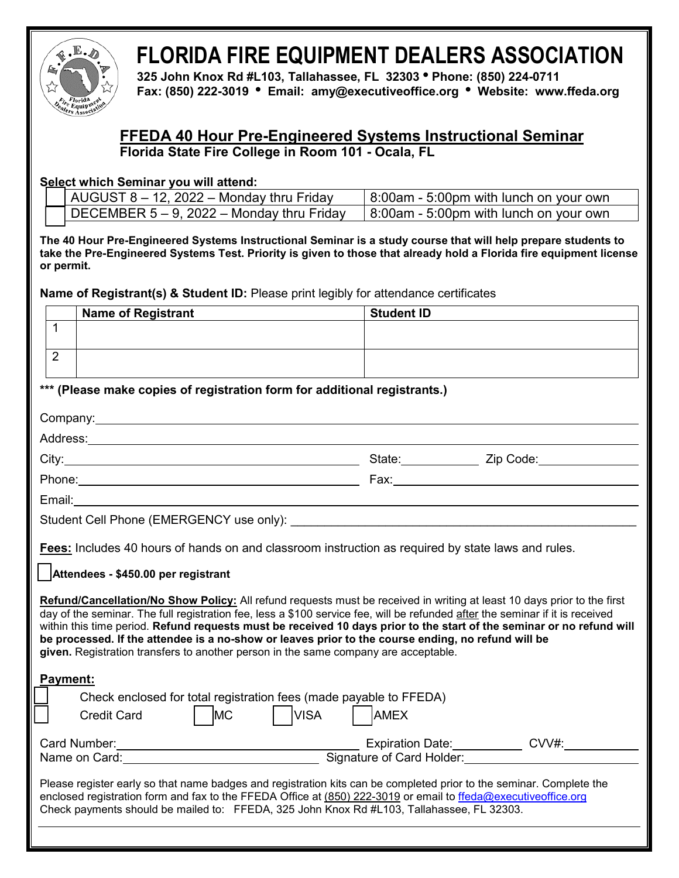# FLORIDA FIRE EQUIPMENT DEALERS ASSOCIATION

**325 John Knox Rd #L103, Tallahassee, FL 32303 • Phone: (850) 224-0711**
**Fax: (850) 222-3019 • Email: amy@executiveoffice.org • Website: www.ffeda.org**

## FFEDA 40 Hour Pre-Engineered Systems Instructional Seminar

**Florida State Fire College in Room 101 - Ocala, FL**

**Select which Seminar you will attend:**

| | | |
|---|---|---|
| ☐ | AUGUST 8 – 12, 2022 – Monday thru Friday | 8:00am - 5:00pm with lunch on your own |
| ☐ | DECEMBER 5 – 9, 2022 – Monday thru Friday | 8:00am - 5:00pm with lunch on your own |

**The 40 Hour Pre-Engineered Systems Instructional Seminar is a study course that will help prepare students to take the Pre-Engineered Systems Test. Priority is given to those that already hold a Florida fire equipment license or permit.**

**Name of Registrant(s) & Student ID:** Please print legibly for attendance certificates

| | Name of Registrant | Student ID |
|---|---|---|
| 1 | | |
| 2 | | |

**\*\*\* (Please make copies of registration form for additional registrants.)**

Company: ______________________________

Address: ______________________________

City: ______________________ State: __________ Zip Code: __________

Phone: ______________________ Fax: ______________________

Email: ______________________________

Student Cell Phone (EMERGENCY use only): ______________________________

**Fees:** Includes 40 hours of hands on and classroom instruction as required by state laws and rules.

☐ **Attendees - $450.00 per registrant**

**Refund/Cancellation/No Show Policy:** All refund requests must be received in writing at least 10 days prior to the first day of the seminar. The full registration fee, less a $100 service fee, will be refunded after the seminar if it is received within this time period. **Refund requests must be received 10 days prior to the start of the seminar or no refund will be processed. If the attendee is a no-show or leaves prior to the course ending, no refund will be given.** Registration transfers to another person in the same company are acceptable.

**Payment:**

☐ Check enclosed for total registration fees (made payable to FFEDA)

☐ Credit Card ☐ MC ☐ VISA ☐ AMEX

Card Number: ______________________ Expiration Date: __________ CVV#: __________

Name on Card: ______________________ Signature of Card Holder: ______________________

Please register early so that name badges and registration kits can be completed prior to the seminar. Complete the enclosed registration form and fax to the FFEDA Office at (850) 222-3019 or email to ffeda@executiveoffice.org
Check payments should be mailed to: FFEDA, 325 John Knox Rd #L103, Tallahassee, FL 32303.